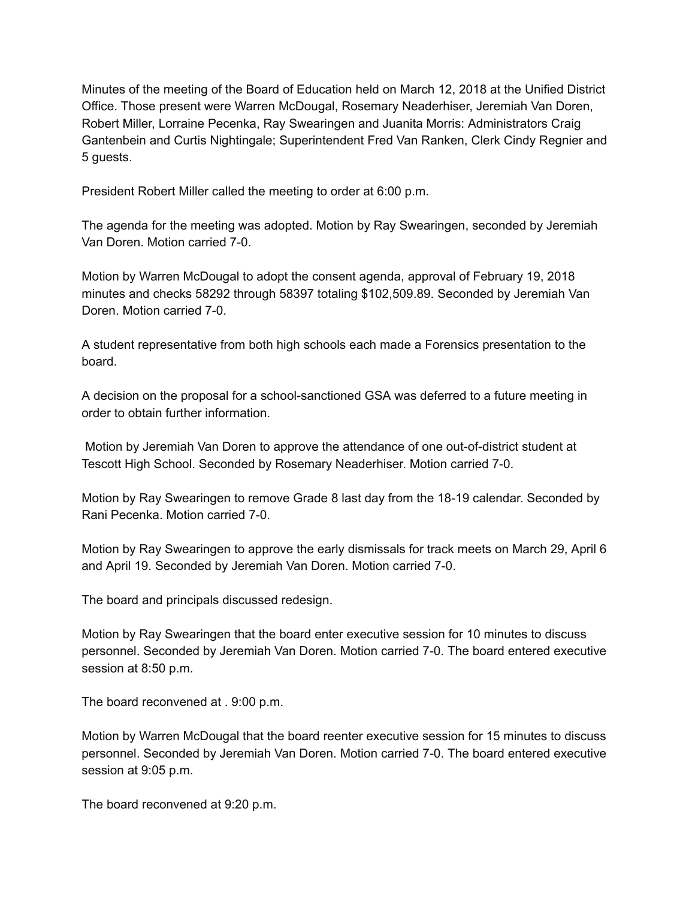Minutes of the meeting of the Board of Education held on March 12, 2018 at the Unified District Office. Those present were Warren McDougal, Rosemary Neaderhiser, Jeremiah Van Doren, Robert Miller, Lorraine Pecenka, Ray Swearingen and Juanita Morris: Administrators Craig Gantenbein and Curtis Nightingale; Superintendent Fred Van Ranken, Clerk Cindy Regnier and 5 guests.

President Robert Miller called the meeting to order at 6:00 p.m.

The agenda for the meeting was adopted. Motion by Ray Swearingen, seconded by Jeremiah Van Doren. Motion carried 7-0.

Motion by Warren McDougal to adopt the consent agenda, approval of February 19, 2018 minutes and checks 58292 through 58397 totaling $102,509.89. Seconded by Jeremiah Van Doren. Motion carried 7-0.

A student representative from both high schools each made a Forensics presentation to the board.

A decision on the proposal for a school-sanctioned GSA was deferred to a future meeting in order to obtain further information.

Motion by Jeremiah Van Doren to approve the attendance of one out-of-district student at Tescott High School. Seconded by Rosemary Neaderhiser. Motion carried 7-0.

Motion by Ray Swearingen to remove Grade 8 last day from the 18-19 calendar. Seconded by Rani Pecenka. Motion carried 7-0.

Motion by Ray Swearingen to approve the early dismissals for track meets on March 29, April 6 and April 19. Seconded by Jeremiah Van Doren. Motion carried 7-0.

The board and principals discussed redesign.

Motion by Ray Swearingen that the board enter executive session for 10 minutes to discuss personnel. Seconded by Jeremiah Van Doren. Motion carried 7-0. The board entered executive session at 8:50 p.m.

The board reconvened at . 9:00 p.m.

Motion by Warren McDougal that the board reenter executive session for 15 minutes to discuss personnel. Seconded by Jeremiah Van Doren. Motion carried 7-0. The board entered executive session at 9:05 p.m.

The board reconvened at 9:20 p.m.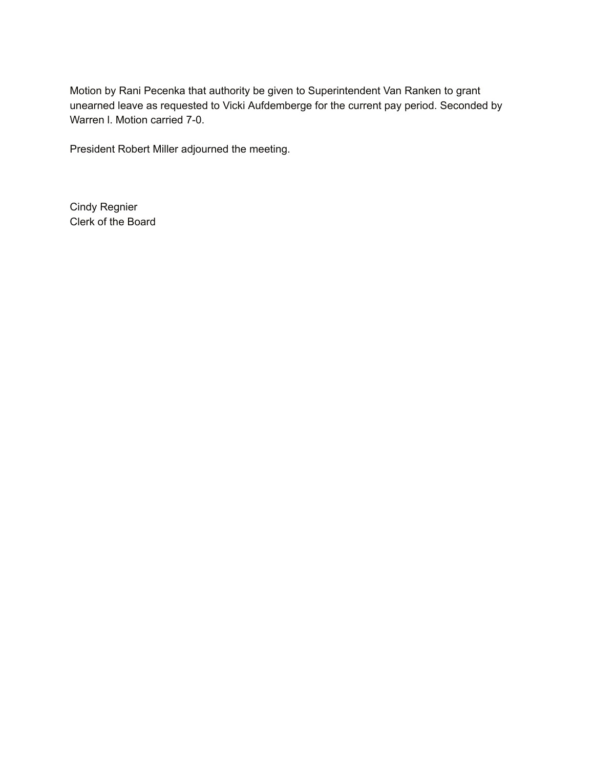Motion by Rani Pecenka that authority be given to Superintendent Van Ranken to grant unearned leave as requested to Vicki Aufdemberge for the current pay period. Seconded by Warren l. Motion carried 7-0.

President Robert Miller adjourned the meeting.

Cindy Regnier
Clerk of the Board